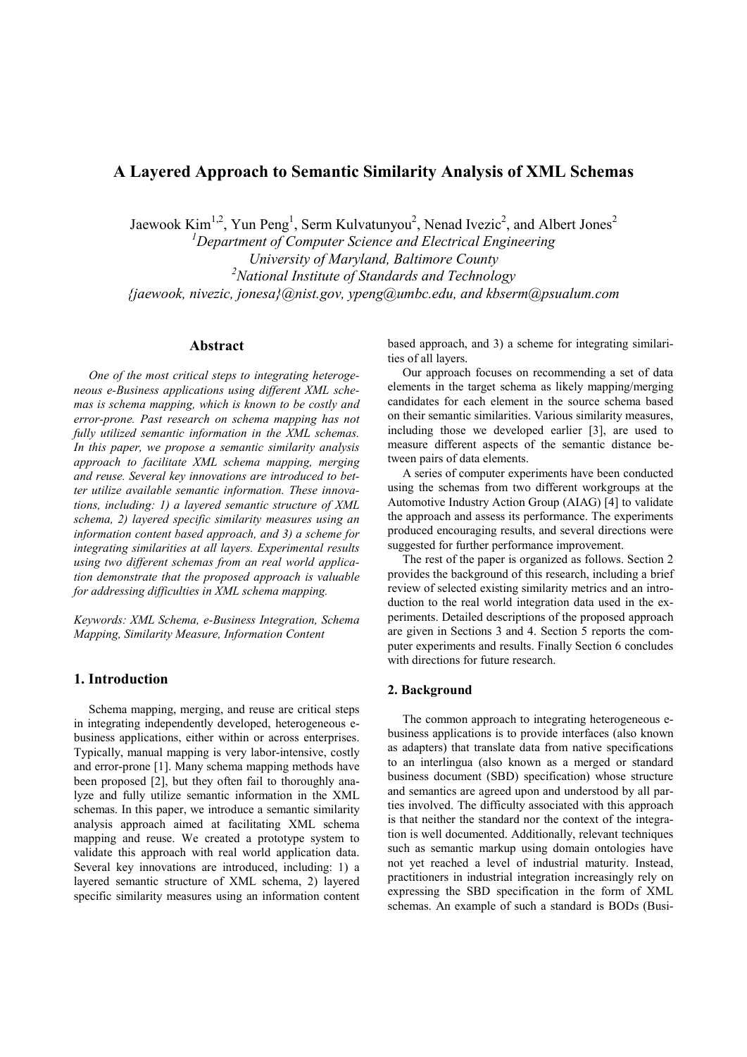# A Layered Approach to Semantic Similarity Analysis of XML Schemas

Jaewook Kim[1,2], Yun Peng[1], Serm Kulvatunyou[2], Nenad Ivezic[2], and Albert Jones[2]

[1]*Department of Computer Science and Electrical Engineering*
*University of Maryland, Baltimore County*
[2]*National Institute of Standards and Technology*
*{jaewook, nivezic, jonesa}@nist.gov, ypeng@umbc.edu, and kbserm@psualum.com*

## Abstract

*One of the most critical steps to integrating heterogeneous e-Business applications using different XML schemas is schema mapping, which is known to be costly and error-prone. Past research on schema mapping has not fully utilized semantic information in the XML schemas. In this paper, we propose a semantic similarity analysis approach to facilitate XML schema mapping, merging and reuse. Several key innovations are introduced to better utilize available semantic information. These innovations, including: 1) a layered semantic structure of XML schema, 2) layered specific similarity measures using an information content based approach, and 3) a scheme for integrating similarities at all layers. Experimental results using two different schemas from an real world application demonstrate that the proposed approach is valuable for addressing difficulties in XML schema mapping.*

*Keywords: XML Schema, e-Business Integration, Schema Mapping, Similarity Measure, Information Content*

## 1. Introduction

Schema mapping, merging, and reuse are critical steps in integrating independently developed, heterogeneous e-business applications, either within or across enterprises. Typically, manual mapping is very labor-intensive, costly and error-prone [1]. Many schema mapping methods have been proposed [2], but they often fail to thoroughly analyze and fully utilize semantic information in the XML schemas. In this paper, we introduce a semantic similarity analysis approach aimed at facilitating XML schema mapping and reuse. We created a prototype system to validate this approach with real world application data. Several key innovations are introduced, including: 1) a layered semantic structure of XML schema, 2) layered specific similarity measures using an information content based approach, and 3) a scheme for integrating similarities of all layers.

Our approach focuses on recommending a set of data elements in the target schema as likely mapping/merging candidates for each element in the source schema based on their semantic similarities. Various similarity measures, including those we developed earlier [3], are used to measure different aspects of the semantic distance between pairs of data elements.

A series of computer experiments have been conducted using the schemas from two different workgroups at the Automotive Industry Action Group (AIAG) [4] to validate the approach and assess its performance. The experiments produced encouraging results, and several directions were suggested for further performance improvement.

The rest of the paper is organized as follows. Section 2 provides the background of this research, including a brief review of selected existing similarity metrics and an introduction to the real world integration data used in the experiments. Detailed descriptions of the proposed approach are given in Sections 3 and 4. Section 5 reports the computer experiments and results. Finally Section 6 concludes with directions for future research.

### 2. Background

The common approach to integrating heterogeneous e-business applications is to provide interfaces (also known as adapters) that translate data from native specifications to an interlingua (also known as a merged or standard business document (SBD) specification) whose structure and semantics are agreed upon and understood by all parties involved. The difficulty associated with this approach is that neither the standard nor the context of the integration is well documented. Additionally, relevant techniques such as semantic markup using domain ontologies have not yet reached a level of industrial maturity. Instead, practitioners in industrial integration increasingly rely on expressing the SBD specification in the form of XML schemas. An example of such a standard is BODs (Busi-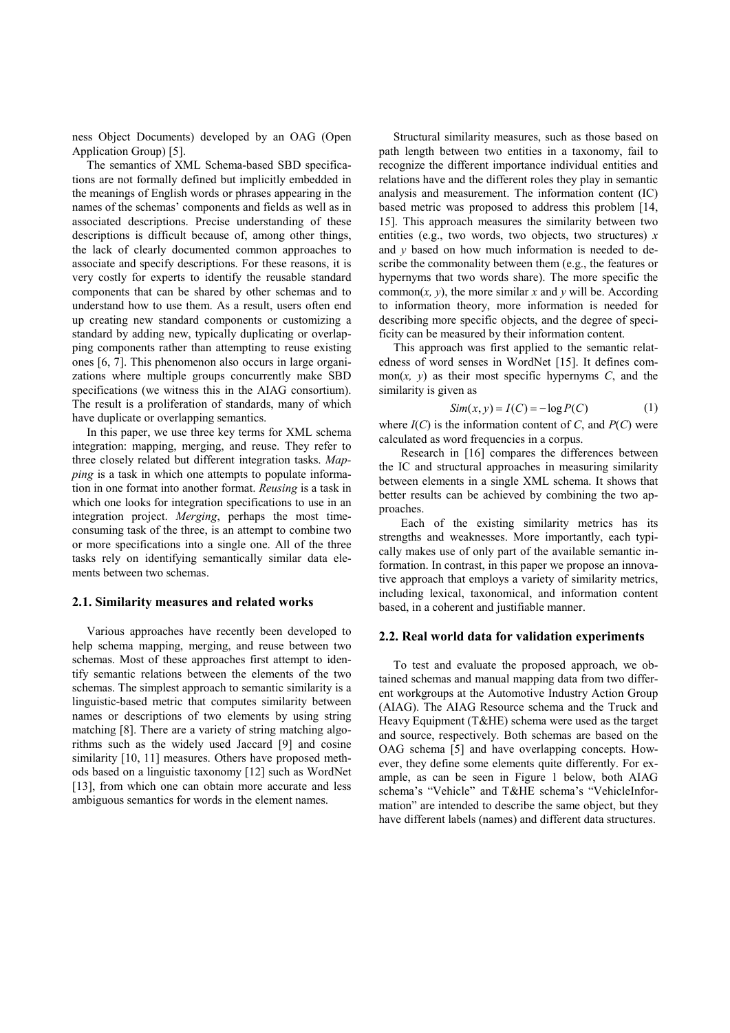ness Object Documents) developed by an OAG (Open Application Group) [5].

The semantics of XML Schema-based SBD specifications are not formally defined but implicitly embedded in the meanings of English words or phrases appearing in the names of the schemas' components and fields as well as in associated descriptions. Precise understanding of these descriptions is difficult because of, among other things, the lack of clearly documented common approaches to associate and specify descriptions. For these reasons, it is very costly for experts to identify the reusable standard components that can be shared by other schemas and to understand how to use them. As a result, users often end up creating new standard components or customizing a standard by adding new, typically duplicating or overlapping components rather than attempting to reuse existing ones [6, 7]. This phenomenon also occurs in large organizations where multiple groups concurrently make SBD specifications (we witness this in the AIAG consortium). The result is a proliferation of standards, many of which have duplicate or overlapping semantics.

In this paper, we use three key terms for XML schema integration: mapping, merging, and reuse. They refer to three closely related but different integration tasks. *Mapping* is a task in which one attempts to populate information in one format into another format. *Reusing* is a task in which one looks for integration specifications to use in an integration project. *Merging*, perhaps the most time-consuming task of the three, is an attempt to combine two or more specifications into a single one. All of the three tasks rely on identifying semantically similar data elements between two schemas.

### 2.1. Similarity measures and related works

Various approaches have recently been developed to help schema mapping, merging, and reuse between two schemas. Most of these approaches first attempt to identify semantic relations between the elements of the two schemas. The simplest approach to semantic similarity is a linguistic-based metric that computes similarity between names or descriptions of two elements by using string matching [8]. There are a variety of string matching algorithms such as the widely used Jaccard [9] and cosine similarity [10, 11] measures. Others have proposed methods based on a linguistic taxonomy [12] such as WordNet [13], from which one can obtain more accurate and less ambiguous semantics for words in the element names.

Structural similarity measures, such as those based on path length between two entities in a taxonomy, fail to recognize the different importance individual entities and relations have and the different roles they play in semantic analysis and measurement. The information content (IC) based metric was proposed to address this problem [14, 15]. This approach measures the similarity between two entities (e.g., two words, two objects, two structures) $x$ and $y$ based on how much information is needed to describe the commonality between them (e.g., the features or hypernyms that two words share). The more specific the common$(x, y)$, the more similar $x$ and $y$ will be. According to information theory, more information is needed for describing more specific objects, and the degree of specificity can be measured by their information content.

This approach was first applied to the semantic relatedness of word senses in WordNet [15]. It defines common$(x, y)$ as their most specific hypernyms $C$, and the similarity is given as

$$Sim(x, y) = I(C) = -\log P(C) \tag{1}$$

where $I(C)$ is the information content of $C$, and $P(C)$ were calculated as word frequencies in a corpus.

Research in [16] compares the differences between the IC and structural approaches in measuring similarity between elements in a single XML schema. It shows that better results can be achieved by combining the two approaches.

Each of the existing similarity metrics has its strengths and weaknesses. More importantly, each typically makes use of only part of the available semantic information. In contrast, in this paper we propose an innovative approach that employs a variety of similarity metrics, including lexical, taxonomical, and information content based, in a coherent and justifiable manner.

### 2.2. Real world data for validation experiments

To test and evaluate the proposed approach, we obtained schemas and manual mapping data from two different workgroups at the Automotive Industry Action Group (AIAG). The AIAG Resource schema and the Truck and Heavy Equipment (T&HE) schema were used as the target and source, respectively. Both schemas are based on the OAG schema [5] and have overlapping concepts. However, they define some elements quite differently. For example, as can be seen in Figure 1 below, both AIAG schema's "Vehicle" and T&HE schema's "VehicleInformation" are intended to describe the same object, but they have different labels (names) and different data structures.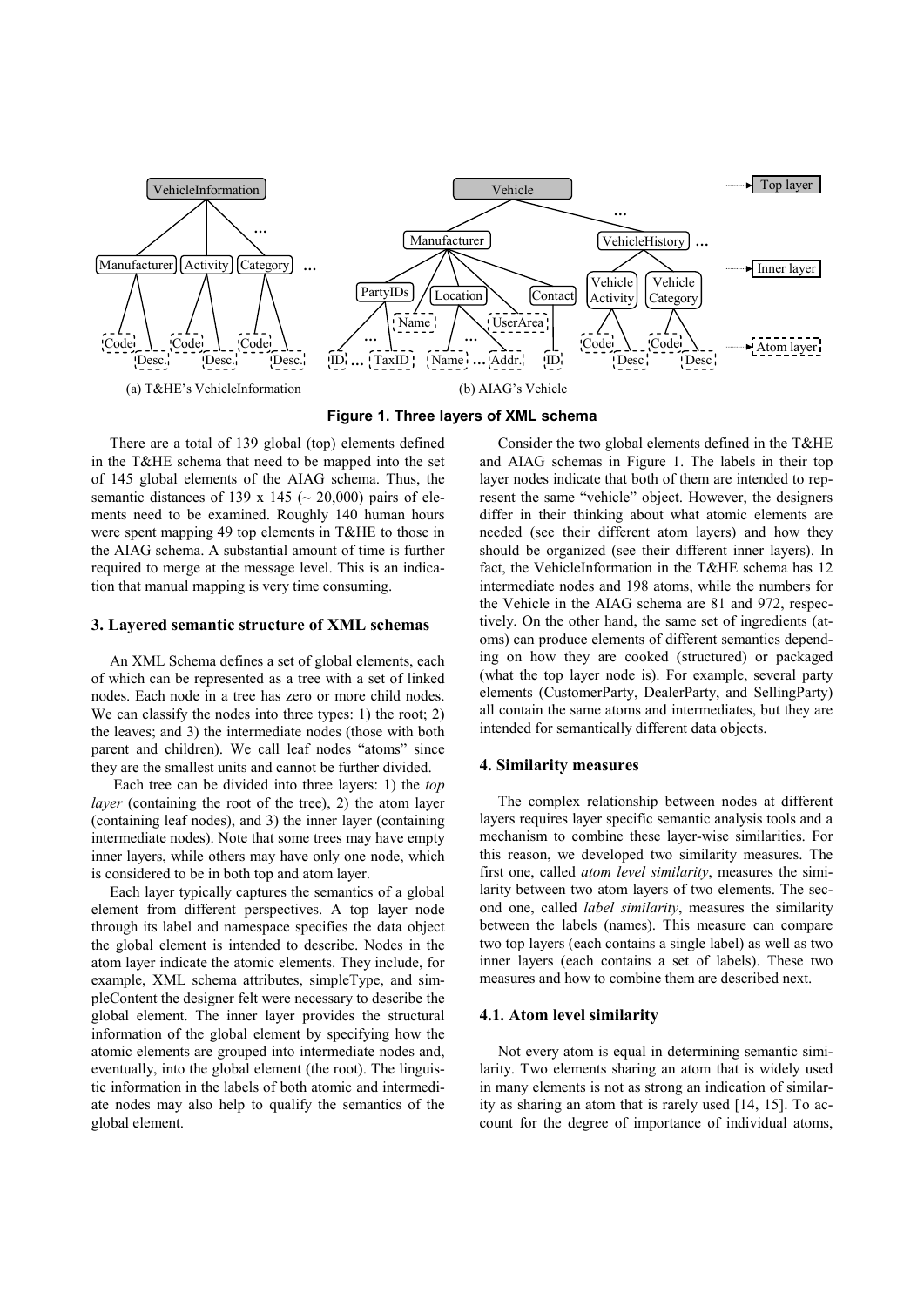(a) T&HE's VehicleInformation

(b) AIAG's Vehicle

**Figure 1. Three layers of XML schema**

There are a total of 139 global (top) elements defined in the T&HE schema that need to be mapped into the set of 145 global elements of the AIAG schema. Thus, the semantic distances of 139 x 145 (~ 20,000) pairs of elements need to be examined. Roughly 140 human hours were spent mapping 49 top elements in T&HE to those in the AIAG schema. A substantial amount of time is further required to merge at the message level. This is an indication that manual mapping is very time consuming.

## 3. Layered semantic structure of XML schemas

An XML Schema defines a set of global elements, each of which can be represented as a tree with a set of linked nodes. Each node in a tree has zero or more child nodes. We can classify the nodes into three types: 1) the root; 2) the leaves; and 3) the intermediate nodes (those with both parent and children). We call leaf nodes "atoms" since they are the smallest units and cannot be further divided.

Each tree can be divided into three layers: 1) the *top layer* (containing the root of the tree), 2) the atom layer (containing leaf nodes), and 3) the inner layer (containing intermediate nodes). Note that some trees may have empty inner layers, while others may have only one node, which is considered to be in both top and atom layer.

Each layer typically captures the semantics of a global element from different perspectives. A top layer node through its label and namespace specifies the data object the global element is intended to describe. Nodes in the atom layer indicate the atomic elements. They include, for example, XML schema attributes, simpleType, and simpleContent the designer felt were necessary to describe the global element. The inner layer provides the structural information of the global element by specifying how the atomic elements are grouped into intermediate nodes and, eventually, into the global element (the root). The linguistic information in the labels of both atomic and intermediate nodes may also help to qualify the semantics of the global element.

Consider the two global elements defined in the T&HE and AIAG schemas in Figure 1. The labels in their top layer nodes indicate that both of them are intended to represent the same "vehicle" object. However, the designers differ in their thinking about what atomic elements are needed (see their different atom layers) and how they should be organized (see their different inner layers). In fact, the VehicleInformation in the T&HE schema has 12 intermediate nodes and 198 atoms, while the numbers for the Vehicle in the AIAG schema are 81 and 972, respectively. On the other hand, the same set of ingredients (atoms) can produce elements of different semantics depending on how they are cooked (structured) or packaged (what the top layer node is). For example, several party elements (CustomerParty, DealerParty, and SellingParty) all contain the same atoms and intermediates, but they are intended for semantically different data objects.

## 4. Similarity measures

The complex relationship between nodes at different layers requires layer specific semantic analysis tools and a mechanism to combine these layer-wise similarities. For this reason, we developed two similarity measures. The first one, called *atom level similarity*, measures the similarity between two atom layers of two elements. The second one, called *label similarity*, measures the similarity between the labels (names). This measure can compare two top layers (each contains a single label) as well as two inner layers (each contains a set of labels). These two measures and how to combine them are described next.

### 4.1. Atom level similarity

Not every atom is equal in determining semantic similarity. Two elements sharing an atom that is widely used in many elements is not as strong an indication of similarity as sharing an atom that is rarely used [14, 15]. To account for the degree of importance of individual atoms,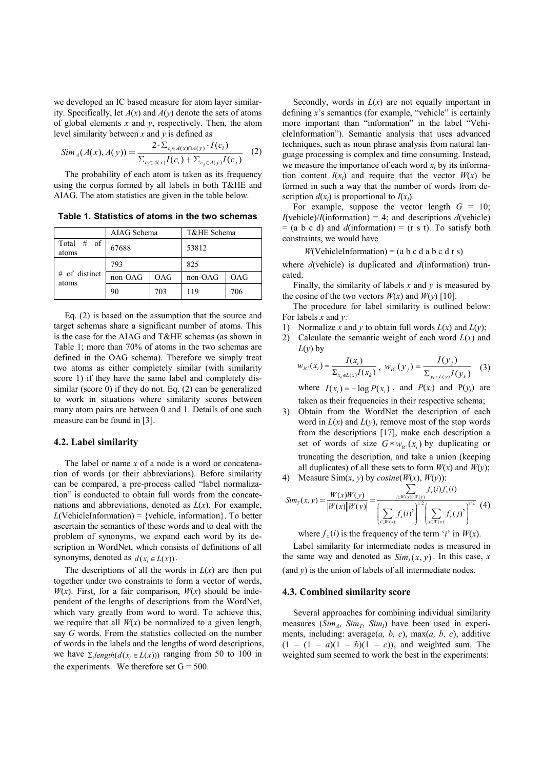we developed an IC based measure for atom layer similarity. Specifically, let $A(x)$ and $A(y)$ denote the sets of atoms of global elements $x$ and $y$, respectively. Then, the atom level similarity between $x$ and $y$ is defined as

$$Sim_A(A(x), A(y)) = \frac{2 \cdot \sum_{c_i \in A(x) \cap A(y)} \cdot I(c_i)}{\sum_{c_i \in A(x)} I(c_i) + \sum_{c_j \in A(y)} I(c_j)} \quad (2)$$

The probability of each atom is taken as its frequency using the corpus formed by all labels in both T&HE and AIAG. The atom statistics are given in the table below.

**Table 1. Statistics of atoms in the two schemas**

| | AIAG Schema | | T&HE Schema | |
|---|---|---|---|---|
| Total # of atoms | 67688 | | 53812 | |
| # of distinct atoms | 793 | | 825 | |
| | non-OAG | OAG | non-OAG | OAG |
| | 90 | 703 | 119 | 706 |

Eq. (2) is based on the assumption that the source and target schemas share a significant number of atoms. This is the case for the AIAG and T&HE schemas (as shown in Table 1; more than 70% of atoms in the two schemas are defined in the OAG schema). Therefore we simply treat two atoms as either completely similar (with similarity score 1) if they have the same label and completely dissimilar (score 0) if they do not. Eq. (2) can be generalized to work in situations where similarity scores between many atom pairs are between 0 and 1. Details of one such measure can be found in [3].

### 4.2. Label similarity

The label or name $x$ of a node is a word or concatenation of words (or their abbreviations). Before similarity can be compared, a pre-process called "label normalization" is conducted to obtain full words from the concatenations and abbreviations, denoted as $L(x)$. For example, $L$(VehicleInformation) = {vehicle, information}. To better ascertain the semantics of these words and to deal with the problem of synonyms, we expand each word by its description in WordNet, which consists of definitions of all synonyms, denoted as $d(x_i \in L(x))$.

The descriptions of all the words in $L(x)$ are then put together under two constraints to form a vector of words, $W(x)$. First, for a fair comparison, $W(x)$ should be independent of the lengths of descriptions from the WordNet, which vary greatly from word to word. To achieve this, we require that all $W(x)$ be normalized to a given length, say $G$ words. From the statistics collected on the number of words in the labels and the lengths of word descriptions, we have $\sum_i length(d(x_i \in L(x)))$ ranging from 50 to 100 in the experiments. We therefore set G = 500.

Secondly, words in $L(x)$ are not equally important in defining $x$'s semantics (for example, "vehicle" is certainly more important than "information" in the label "VehicleInformation"). Semantic analysis that uses advanced techniques, such as noun phrase analysis from natural language processing is complex and time consuming. Instead, we measure the importance of each word $x_i$ by its information content $I(x_i)$ and require that the vector $W(x)$ be formed in such a way that the number of words from description $d(x_i)$ is proportional to $I(x_i)$.

For example, suppose the vector length $G$ = 10; $I$(vehicle)/$I$(information) = 4; and descriptions $d$(vehicle) = (a b c d) and $d$(information) = (r s t). To satisfy both constraints, we would have

$W$(VehicleInformation) = (a b c d a b c d r s)

where $d$(vehicle) is duplicated and $d$(information) truncated.

Finally, the similarity of labels $x$ and $y$ is measured by the cosine of the two vectors $W(x)$ and $W(y)$ [10].

The procedure for label similarity is outlined below: For labels $x$ and $y$:

1) Normalize $x$ and $y$ to obtain full words $L(x)$ and $L(y)$;
2) Calculate the semantic weight of each word $L(x)$ and $L(y)$ by

$$w_{IC}(x_i) = \frac{I(x_i)}{\sum_{x_k \in L(x)} I(x_k)}, \; w_{IC}(y_j) = \frac{I(y_j)}{\sum_{y_k \in L(y)} I(y_k)} \quad (3)$$

   where $I(x_i) = -\log P(x_i)$, and $P(x_i)$ and $P(y_j)$ are taken as their frequencies in their respective schema;
3) Obtain from the WordNet the description of each word in $L(x)$ and $L(y)$, remove most of the stop words from the descriptions [17], make each description a set of words of size $G * w_{IC}(x_i)$ by duplicating or truncating the description, and take a union (keeping all duplicates) of all these sets to form $W(x)$ and $W(y)$;
4) Measure Sim($x$, $y$) by $cosine$($W(x)$, $W(y)$):

$$Sim_T(x, y) = \frac{W(x)W(y)}{|W(x)||W(y)|} = \frac{\sum_{i \subset W(x) \cap W(y)} f_x(i) f_y(i)}{\left(\sum_{i \subset W(x)} f_x(i)^2\right)^{1/2} \left(\sum_{j \subset W(y)} f_y(j)^2\right)^{1/2}} \quad (4)$$

   where $f_x(i)$ is the frequency of the term '$i$' in $W(x)$.

Label similarity for intermediate nodes is measured in the same way and denoted as $Sim_I(x, y)$. In this case, $x$ (and $y$) is the union of labels of all intermediate nodes.

### 4.3. Combined similarity score

Several approaches for combining individual similarity measures ($Sim_A$, $Sim_T$, $Sim_I$) have been used in experiments, including: average($a$, $b$, $c$), max($a$, $b$, $c$), additive $(1 - (1 - a)(1 - b)(1 - c))$, and weighted sum. The weighted sum seemed to work the best in the experiments: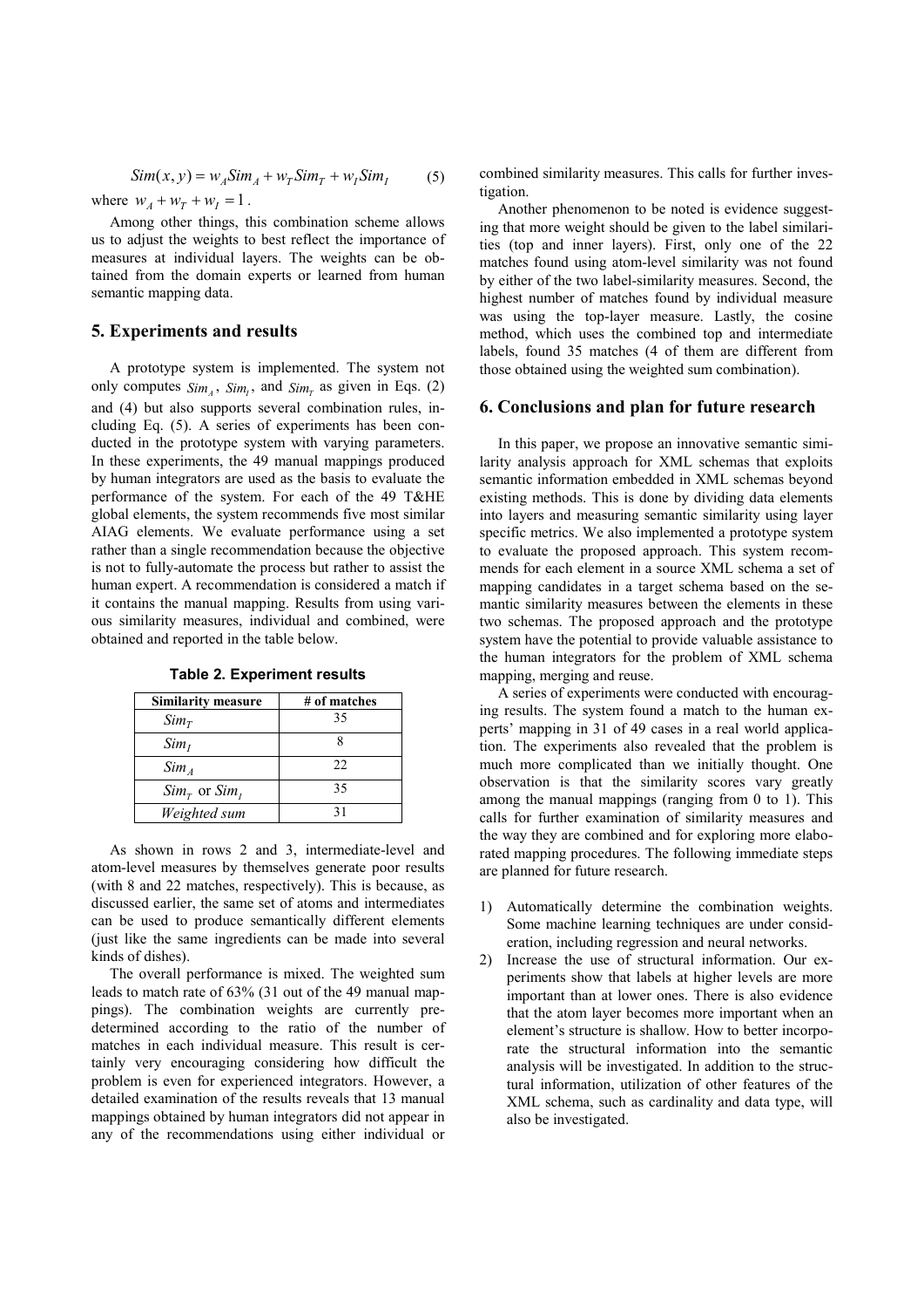$$Sim(x, y) = w_A Sim_A + w_T Sim_T + w_I Sim_I \quad (5)$$

where $w_A + w_T + w_I = 1$.

Among other things, this combination scheme allows us to adjust the weights to best reflect the importance of measures at individual layers. The weights can be obtained from the domain experts or learned from human semantic mapping data.

## 5. Experiments and results

A prototype system is implemented. The system not only computes $Sim_A$, $Sim_I$, and $Sim_T$ as given in Eqs. (2) and (4) but also supports several combination rules, including Eq. (5). A series of experiments has been conducted in the prototype system with varying parameters. In these experiments, the 49 manual mappings produced by human integrators are used as the basis to evaluate the performance of the system. For each of the 49 T&HE global elements, the system recommends five most similar AIAG elements. We evaluate performance using a set rather than a single recommendation because the objective is not to fully-automate the process but rather to assist the human expert. A recommendation is considered a match if it contains the manual mapping. Results from using various similarity measures, individual and combined, were obtained and reported in the table below.

**Table 2. Experiment results**

| Similarity measure | # of matches |
|---|---|
| $Sim_T$ | 35 |
| $Sim_I$ | 8 |
| $Sim_A$ | 22 |
| $Sim_T$ or $Sim_I$ | 35 |
| *Weighted sum* | 31 |

As shown in rows 2 and 3, intermediate-level and atom-level measures by themselves generate poor results (with 8 and 22 matches, respectively). This is because, as discussed earlier, the same set of atoms and intermediates can be used to produce semantically different elements (just like the same ingredients can be made into several kinds of dishes).

The overall performance is mixed. The weighted sum leads to match rate of 63% (31 out of the 49 manual mappings). The combination weights are currently predetermined according to the ratio of the number of matches in each individual measure. This result is certainly very encouraging considering how difficult the problem is even for experienced integrators. However, a detailed examination of the results reveals that 13 manual mappings obtained by human integrators did not appear in any of the recommendations using either individual or combined similarity measures. This calls for further investigation.

Another phenomenon to be noted is evidence suggesting that more weight should be given to the label similarities (top and inner layers). First, only one of the 22 matches found using atom-level similarity was not found by either of the two label-similarity measures. Second, the highest number of matches found by individual measure was using the top-layer measure. Lastly, the cosine method, which uses the combined top and intermediate labels, found 35 matches (4 of them are different from those obtained using the weighted sum combination).

## 6. Conclusions and plan for future research

In this paper, we propose an innovative semantic similarity analysis approach for XML schemas that exploits semantic information embedded in XML schemas beyond existing methods. This is done by dividing data elements into layers and measuring semantic similarity using layer specific metrics. We also implemented a prototype system to evaluate the proposed approach. This system recommends for each element in a source XML schema a set of mapping candidates in a target schema based on the semantic similarity measures between the elements in these two schemas. The proposed approach and the prototype system have the potential to provide valuable assistance to the human integrators for the problem of XML schema mapping, merging and reuse.

A series of experiments were conducted with encouraging results. The system found a match to the human experts' mapping in 31 of 49 cases in a real world application. The experiments also revealed that the problem is much more complicated than we initially thought. One observation is that the similarity scores vary greatly among the manual mappings (ranging from 0 to 1). This calls for further examination of similarity measures and the way they are combined and for exploring more elaborated mapping procedures. The following immediate steps are planned for future research.

1) Automatically determine the combination weights. Some machine learning techniques are under consideration, including regression and neural networks.
2) Increase the use of structural information. Our experiments show that labels at higher levels are more important than at lower ones. There is also evidence that the atom layer becomes more important when an element's structure is shallow. How to better incorporate the structural information into the semantic analysis will be investigated. In addition to the structural information, utilization of other features of the XML schema, such as cardinality and data type, will also be investigated.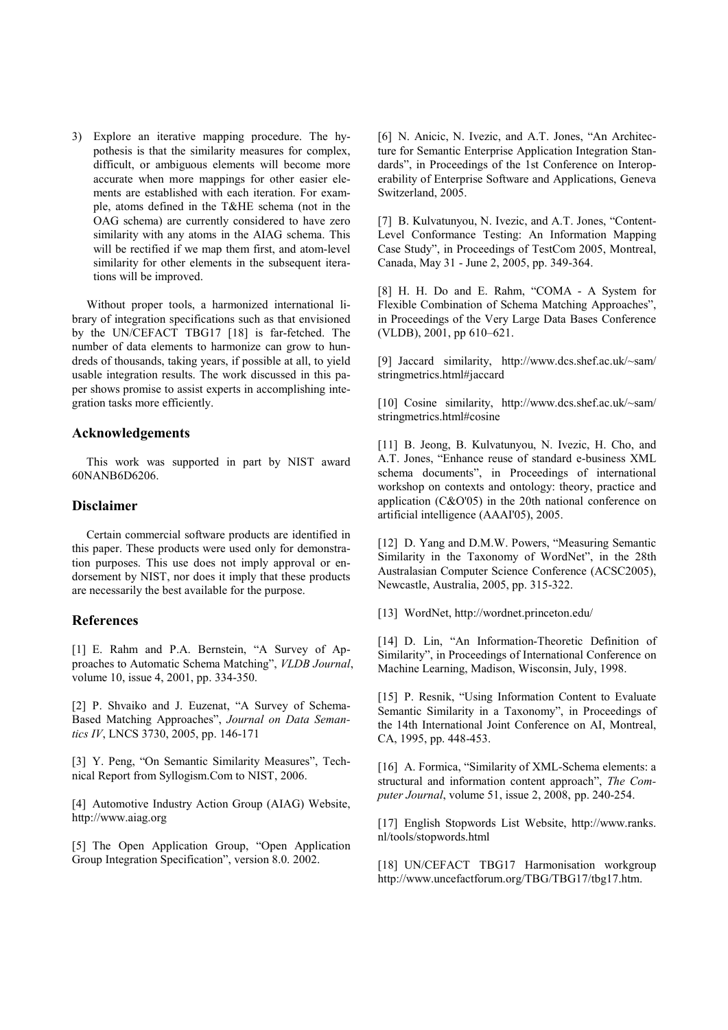3) Explore an iterative mapping procedure. The hypothesis is that the similarity measures for complex, difficult, or ambiguous elements will become more accurate when more mappings for other easier elements are established with each iteration. For example, atoms defined in the T&HE schema (not in the OAG schema) are currently considered to have zero similarity with any atoms in the AIAG schema. This will be rectified if we map them first, and atom-level similarity for other elements in the subsequent iterations will be improved.

Without proper tools, a harmonized international library of integration specifications such as that envisioned by the UN/CEFACT TBG17 [18] is far-fetched. The number of data elements to harmonize can grow to hundreds of thousands, taking years, if possible at all, to yield usable integration results. The work discussed in this paper shows promise to assist experts in accomplishing integration tasks more efficiently.

## Acknowledgements

This work was supported in part by NIST award 60NANB6D6206.

## Disclaimer

Certain commercial software products are identified in this paper. These products were used only for demonstration purposes. This use does not imply approval or endorsement by NIST, nor does it imply that these products are necessarily the best available for the purpose.

## References

[1] E. Rahm and P.A. Bernstein, "A Survey of Approaches to Automatic Schema Matching", *VLDB Journal*, volume 10, issue 4, 2001, pp. 334-350.

[2] P. Shvaiko and J. Euzenat, "A Survey of Schema-Based Matching Approaches", *Journal on Data Semantics IV*, LNCS 3730, 2005, pp. 146-171

[3] Y. Peng, "On Semantic Similarity Measures", Technical Report from Syllogism.Com to NIST, 2006.

[4] Automotive Industry Action Group (AIAG) Website, http://www.aiag.org

[5] The Open Application Group, "Open Application Group Integration Specification", version 8.0. 2002.

[6] N. Anicic, N. Ivezic, and A.T. Jones, "An Architecture for Semantic Enterprise Application Integration Standards", in Proceedings of the 1st Conference on Interoperability of Enterprise Software and Applications, Geneva Switzerland, 2005.

[7] B. Kulvatunyou, N. Ivezic, and A.T. Jones, "Content-Level Conformance Testing: An Information Mapping Case Study", in Proceedings of TestCom 2005, Montreal, Canada, May 31 - June 2, 2005, pp. 349-364.

[8] H. H. Do and E. Rahm, "COMA - A System for Flexible Combination of Schema Matching Approaches", in Proceedings of the Very Large Data Bases Conference (VLDB), 2001, pp 610–621.

[9] Jaccard similarity, http://www.dcs.shef.ac.uk/~sam/stringmetrics.html#jaccard

[10] Cosine similarity, http://www.dcs.shef.ac.uk/~sam/stringmetrics.html#cosine

[11] B. Jeong, B. Kulvatunyou, N. Ivezic, H. Cho, and A.T. Jones, "Enhance reuse of standard e-business XML schema documents", in Proceedings of international workshop on contexts and ontology: theory, practice and application (C&O'05) in the 20th national conference on artificial intelligence (AAAI'05), 2005.

[12] D. Yang and D.M.W. Powers, "Measuring Semantic Similarity in the Taxonomy of WordNet", in the 28th Australasian Computer Science Conference (ACSC2005), Newcastle, Australia, 2005, pp. 315-322.

[13] WordNet, http://wordnet.princeton.edu/

[14] D. Lin, "An Information-Theoretic Definition of Similarity", in Proceedings of International Conference on Machine Learning, Madison, Wisconsin, July, 1998.

[15] P. Resnik, "Using Information Content to Evaluate Semantic Similarity in a Taxonomy", in Proceedings of the 14th International Joint Conference on AI, Montreal, CA, 1995, pp. 448-453.

[16] A. Formica, "Similarity of XML-Schema elements: a structural and information content approach", *The Computer Journal*, volume 51, issue 2, 2008, pp. 240-254.

[17] English Stopwords List Website, http://www.ranks.nl/tools/stopwords.html

[18] UN/CEFACT TBG17 Harmonisation workgroup http://www.uncefactforum.org/TBG/TBG17/tbg17.htm.